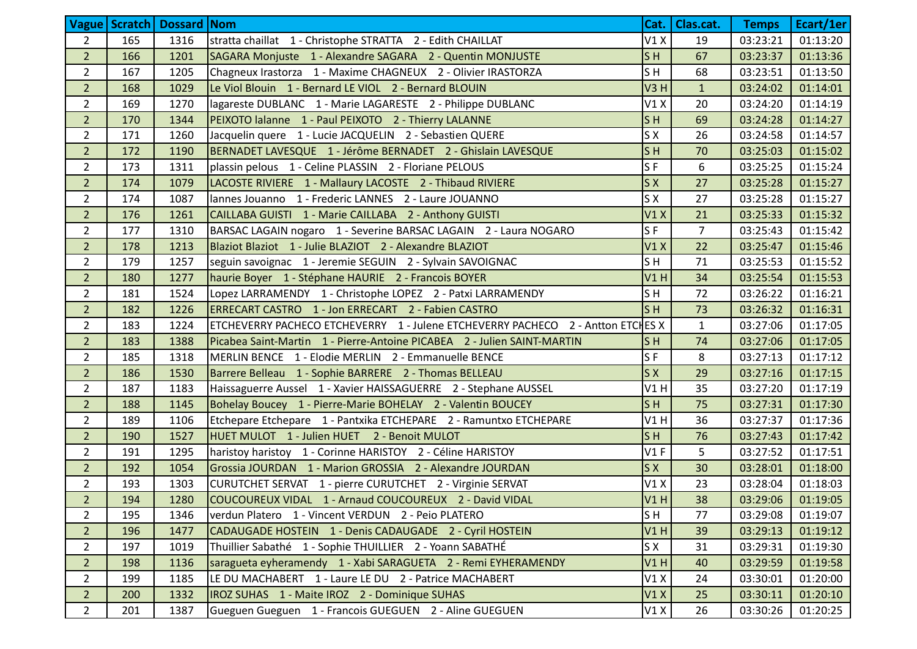| Vague | Scratch | Dossard | Nom | Cat. | Clas.cat. | Temps | Ecart/1er |
|---|---|---|---|---|---|---|---|
| 2 | 165 | 1316 | stratta chaillat   1 - Christophe STRATTA   2 - Edith CHAILLAT | V1 X | 19 | 03:23:21 | 01:13:20 |
| 2 | 166 | 1201 | SAGARA Monjuste   1 - Alexandre SAGARA   2 - Quentin MONJUSTE | S H | 67 | 03:23:37 | 01:13:36 |
| 2 | 167 | 1205 | Chagneux Irastorza   1 - Maxime CHAGNEUX   2 - Olivier IRASTORZA | S H | 68 | 03:23:51 | 01:13:50 |
| 2 | 168 | 1029 | Le Viol Blouin   1 - Bernard LE VIOL   2 - Bernard BLOUIN | V3 H | 1 | 03:24:02 | 01:14:01 |
| 2 | 169 | 1270 | lagareste DUBLANC   1 - Marie LAGARESTE   2 - Philippe DUBLANC | V1 X | 20 | 03:24:20 | 01:14:19 |
| 2 | 170 | 1344 | PEIXOTO lalanne   1 - Paul PEIXOTO   2 - Thierry LALANNE | S H | 69 | 03:24:28 | 01:14:27 |
| 2 | 171 | 1260 | Jacquelin quere   1 - Lucie JACQUELIN   2 - Sebastien QUERE | S X | 26 | 03:24:58 | 01:14:57 |
| 2 | 172 | 1190 | BERNADET LAVESQUE   1 - Jérôme BERNADET   2 - Ghislain LAVESQUE | S H | 70 | 03:25:03 | 01:15:02 |
| 2 | 173 | 1311 | plassin pelous   1 - Celine PLASSIN   2 - Floriane PELOUS | S F | 6 | 03:25:25 | 01:15:24 |
| 2 | 174 | 1079 | LACOSTE RIVIERE   1 - Mallaury LACOSTE   2 - Thibaud RIVIERE | S X | 27 | 03:25:28 | 01:15:27 |
| 2 | 174 | 1087 | lannes Jouanno   1 - Frederic LANNES   2 - Laure JOUANNO | S X | 27 | 03:25:28 | 01:15:27 |
| 2 | 176 | 1261 | CAILLABA GUISTI   1 - Marie CAILLABA   2 - Anthony GUISTI | V1 X | 21 | 03:25:33 | 01:15:32 |
| 2 | 177 | 1310 | BARSAC LAGAIN nogaro   1 - Severine BARSAC LAGAIN   2 - Laura NOGARO | S F | 7 | 03:25:43 | 01:15:42 |
| 2 | 178 | 1213 | Blaziot Blaziot   1 - Julie BLAZIOT   2 - Alexandre BLAZIOT | V1 X | 22 | 03:25:47 | 01:15:46 |
| 2 | 179 | 1257 | seguin savoignac   1 - Jeremie SEGUIN   2 - Sylvain SAVOIGNAC | S H | 71 | 03:25:53 | 01:15:52 |
| 2 | 180 | 1277 | haurie Boyer   1 - Stéphane HAURIE   2 - Francois BOYER | V1 H | 34 | 03:25:54 | 01:15:53 |
| 2 | 181 | 1524 | Lopez LARRAMENDY   1 - Christophe LOPEZ   2 - Patxi LARRAMENDY | S H | 72 | 03:26:22 | 01:16:21 |
| 2 | 182 | 1226 | ERRECART CASTRO   1 - Jon ERRECART   2 - Fabien CASTRO | S H | 73 | 03:26:32 | 01:16:31 |
| 2 | 183 | 1224 | ETCHEVERRY PACHECO ETCHEVERRY   1 - Julene ETCHEVERRY PACHECO   2 - Antton ETCH | ES X | 1 | 03:27:06 | 01:17:05 |
| 2 | 183 | 1388 | Picabea Saint-Martin   1 - Pierre-Antoine PICABEA   2 - Julien SAINT-MARTIN | S H | 74 | 03:27:06 | 01:17:05 |
| 2 | 185 | 1318 | MERLIN BENCE   1 - Elodie MERLIN   2 - Emmanuelle BENCE | S F | 8 | 03:27:13 | 01:17:12 |
| 2 | 186 | 1530 | Barrere Belleau   1 - Sophie BARRERE   2 - Thomas BELLEAU | S X | 29 | 03:27:16 | 01:17:15 |
| 2 | 187 | 1183 | Haissaguerre Aussel   1 - Xavier HAISSAGUERRE   2 - Stephane AUSSEL | V1 H | 35 | 03:27:20 | 01:17:19 |
| 2 | 188 | 1145 | Bohelay Boucey   1 - Pierre-Marie BOHELAY   2 - Valentin BOUCEY | S H | 75 | 03:27:31 | 01:17:30 |
| 2 | 189 | 1106 | Etchepare Etchepare   1 - Pantxika ETCHEPARE   2 - Ramuntxo ETCHEPARE | V1 H | 36 | 03:27:37 | 01:17:36 |
| 2 | 190 | 1527 | HUET MULOT   1 - Julien HUET   2 - Benoit MULOT | S H | 76 | 03:27:43 | 01:17:42 |
| 2 | 191 | 1295 | haristoy haristoy   1 - Corinne HARISTOY   2 - Céline HARISTOY | V1 F | 5 | 03:27:52 | 01:17:51 |
| 2 | 192 | 1054 | Grossia JOURDAN   1 - Marion GROSSIA   2 - Alexandre JOURDAN | S X | 30 | 03:28:01 | 01:18:00 |
| 2 | 193 | 1303 | CURUTCHET SERVAT   1 - pierre CURUTCHET   2 - Virginie SERVAT | V1 X | 23 | 03:28:04 | 01:18:03 |
| 2 | 194 | 1280 | COUCOUREUX VIDAL   1 - Arnaud COUCOUREUX   2 - David VIDAL | V1 H | 38 | 03:29:06 | 01:19:05 |
| 2 | 195 | 1346 | verdun Platero   1 - Vincent VERDUN   2 - Peio PLATERO | S H | 77 | 03:29:08 | 01:19:07 |
| 2 | 196 | 1477 | CADAUGADE HOSTEIN   1 - Denis CADAUGADE   2 - Cyril HOSTEIN | V1 H | 39 | 03:29:13 | 01:19:12 |
| 2 | 197 | 1019 | Thuillier Sabathé   1 - Sophie THUILLIER   2 - Yoann SABATHÉ | S X | 31 | 03:29:31 | 01:19:30 |
| 2 | 198 | 1136 | saragueta eyheramendy   1 - Xabi SARAGUETA   2 - Remi EYHERAMENDY | V1 H | 40 | 03:29:59 | 01:19:58 |
| 2 | 199 | 1185 | LE DU MACHABERT   1 - Laure LE DU   2 - Patrice MACHABERT | V1 X | 24 | 03:30:01 | 01:20:00 |
| 2 | 200 | 1332 | IROZ SUHAS   1 - Maite IROZ   2 - Dominique SUHAS | V1 X | 25 | 03:30:11 | 01:20:10 |
| 2 | 201 | 1387 | Gueguen Gueguen   1 - Francois GUEGUEN   2 - Aline GUEGUEN | V1 X | 26 | 03:30:26 | 01:20:25 |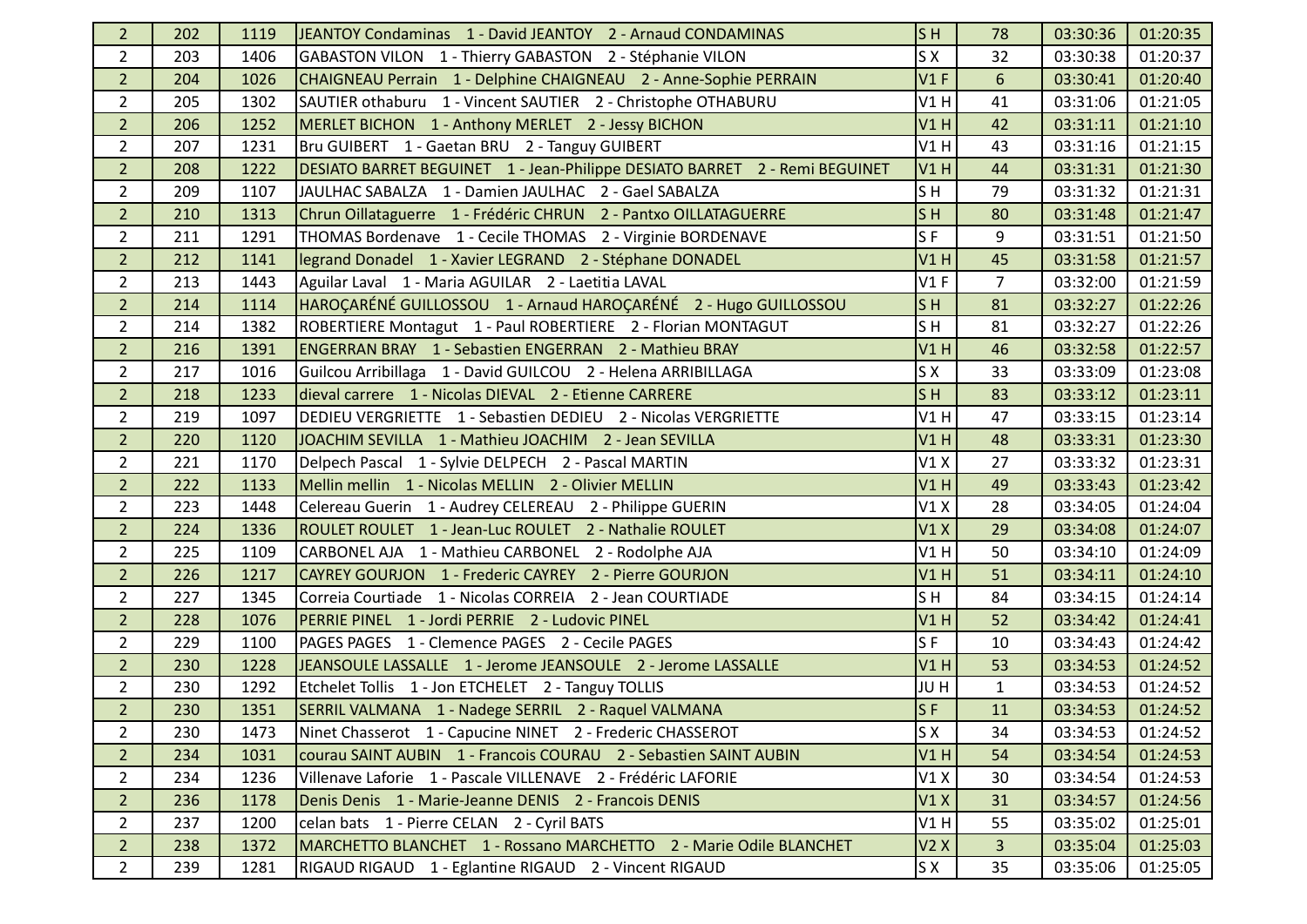| | | | | | | | |
|---|---|---|---|---|---|---|---|
| 2 | 202 | 1119 | JEANTOY Condaminas 1 - David JEANTOY 2 - Arnaud CONDAMINAS | S H | 78 | 03:30:36 | 01:20:35 |
| 2 | 203 | 1406 | GABASTON VILON 1 - Thierry GABASTON 2 - Stéphanie VILON | S X | 32 | 03:30:38 | 01:20:37 |
| 2 | 204 | 1026 | CHAIGNEAU Perrain 1 - Delphine CHAIGNEAU 2 - Anne-Sophie PERRAIN | V1 F | 6 | 03:30:41 | 01:20:40 |
| 2 | 205 | 1302 | SAUTIER othaburu 1 - Vincent SAUTIER 2 - Christophe OTHABURU | V1 H | 41 | 03:31:06 | 01:21:05 |
| 2 | 206 | 1252 | MERLET BICHON 1 - Anthony MERLET 2 - Jessy BICHON | V1 H | 42 | 03:31:11 | 01:21:10 |
| 2 | 207 | 1231 | Bru GUIBERT 1 - Gaetan BRU 2 - Tanguy GUIBERT | V1 H | 43 | 03:31:16 | 01:21:15 |
| 2 | 208 | 1222 | DESIATO BARRET BEGUINET 1 - Jean-Philippe DESIATO BARRET 2 - Remi BEGUINET | V1 H | 44 | 03:31:31 | 01:21:30 |
| 2 | 209 | 1107 | JAULHAC SABALZA 1 - Damien JAULHAC 2 - Gael SABALZA | S H | 79 | 03:31:32 | 01:21:31 |
| 2 | 210 | 1313 | Chrun Oillataguerre 1 - Frédéric CHRUN 2 - Pantxo OILLATAGUERRE | S H | 80 | 03:31:48 | 01:21:47 |
| 2 | 211 | 1291 | THOMAS Bordenave 1 - Cecile THOMAS 2 - Virginie BORDENAVE | S F | 9 | 03:31:51 | 01:21:50 |
| 2 | 212 | 1141 | legrand Donadel 1 - Xavier LEGRAND 2 - Stéphane DONADEL | V1 H | 45 | 03:31:58 | 01:21:57 |
| 2 | 213 | 1443 | Aguilar Laval 1 - Maria AGUILAR 2 - Laetitia LAVAL | V1 F | 7 | 03:32:00 | 01:21:59 |
| 2 | 214 | 1114 | HAROÇARÉNÉ GUILLOSSOU 1 - Arnaud HAROÇARÉNÉ 2 - Hugo GUILLOSSOU | S H | 81 | 03:32:27 | 01:22:26 |
| 2 | 214 | 1382 | ROBERTIERE Montagut 1 - Paul ROBERTIERE 2 - Florian MONTAGUT | S H | 81 | 03:32:27 | 01:22:26 |
| 2 | 216 | 1391 | ENGERRAN BRAY 1 - Sebastien ENGERRAN 2 - Mathieu BRAY | V1 H | 46 | 03:32:58 | 01:22:57 |
| 2 | 217 | 1016 | Guilcou Arribillaga 1 - David GUILCOU 2 - Helena ARRIBILLAGA | S X | 33 | 03:33:09 | 01:23:08 |
| 2 | 218 | 1233 | dieval carrere 1 - Nicolas DIEVAL 2 - Etienne CARRERE | S H | 83 | 03:33:12 | 01:23:11 |
| 2 | 219 | 1097 | DEDIEU VERGRIETTE 1 - Sebastien DEDIEU 2 - Nicolas VERGRIETTE | V1 H | 47 | 03:33:15 | 01:23:14 |
| 2 | 220 | 1120 | JOACHIM SEVILLA 1 - Mathieu JOACHIM 2 - Jean SEVILLA | V1 H | 48 | 03:33:31 | 01:23:30 |
| 2 | 221 | 1170 | Delpech Pascal 1 - Sylvie DELPECH 2 - Pascal MARTIN | V1 X | 27 | 03:33:32 | 01:23:31 |
| 2 | 222 | 1133 | Mellin mellin 1 - Nicolas MELLIN 2 - Olivier MELLIN | V1 H | 49 | 03:33:43 | 01:23:42 |
| 2 | 223 | 1448 | Celereau Guerin 1 - Audrey CELEREAU 2 - Philippe GUERIN | V1 X | 28 | 03:34:05 | 01:24:04 |
| 2 | 224 | 1336 | ROULET ROULET 1 - Jean-Luc ROULET 2 - Nathalie ROULET | V1 X | 29 | 03:34:08 | 01:24:07 |
| 2 | 225 | 1109 | CARBONEL AJA 1 - Mathieu CARBONEL 2 - Rodolphe AJA | V1 H | 50 | 03:34:10 | 01:24:09 |
| 2 | 226 | 1217 | CAYREY GOURJON 1 - Frederic CAYREY 2 - Pierre GOURJON | V1 H | 51 | 03:34:11 | 01:24:10 |
| 2 | 227 | 1345 | Correia Courtiade 1 - Nicolas CORREIA 2 - Jean COURTIADE | S H | 84 | 03:34:15 | 01:24:14 |
| 2 | 228 | 1076 | PERRIE PINEL 1 - Jordi PERRIE 2 - Ludovic PINEL | V1 H | 52 | 03:34:42 | 01:24:41 |
| 2 | 229 | 1100 | PAGES PAGES 1 - Clemence PAGES 2 - Cecile PAGES | S F | 10 | 03:34:43 | 01:24:42 |
| 2 | 230 | 1228 | JEANSOULE LASSALLE 1 - Jerome JEANSOULE 2 - Jerome LASSALLE | V1 H | 53 | 03:34:53 | 01:24:52 |
| 2 | 230 | 1292 | Etchelet Tollis 1 - Jon ETCHELET 2 - Tanguy TOLLIS | JU H | 1 | 03:34:53 | 01:24:52 |
| 2 | 230 | 1351 | SERRIL VALMANA 1 - Nadege SERRIL 2 - Raquel VALMANA | S F | 11 | 03:34:53 | 01:24:52 |
| 2 | 230 | 1473 | Ninet Chasserot 1 - Capucine NINET 2 - Frederic CHASSEROT | S X | 34 | 03:34:53 | 01:24:52 |
| 2 | 234 | 1031 | courau SAINT AUBIN 1 - Francois COURAU 2 - Sebastien SAINT AUBIN | V1 H | 54 | 03:34:54 | 01:24:53 |
| 2 | 234 | 1236 | Villenave Laforie 1 - Pascale VILLENAVE 2 - Frédéric LAFORIE | V1 X | 30 | 03:34:54 | 01:24:53 |
| 2 | 236 | 1178 | Denis Denis 1 - Marie-Jeanne DENIS 2 - Francois DENIS | V1 X | 31 | 03:34:57 | 01:24:56 |
| 2 | 237 | 1200 | celan bats 1 - Pierre CELAN 2 - Cyril BATS | V1 H | 55 | 03:35:02 | 01:25:01 |
| 2 | 238 | 1372 | MARCHETTO BLANCHET 1 - Rossano MARCHETTO 2 - Marie Odile BLANCHET | V2 X | 3 | 03:35:04 | 01:25:03 |
| 2 | 239 | 1281 | RIGAUD RIGAUD 1 - Eglantine RIGAUD 2 - Vincent RIGAUD | S X | 35 | 03:35:06 | 01:25:05 |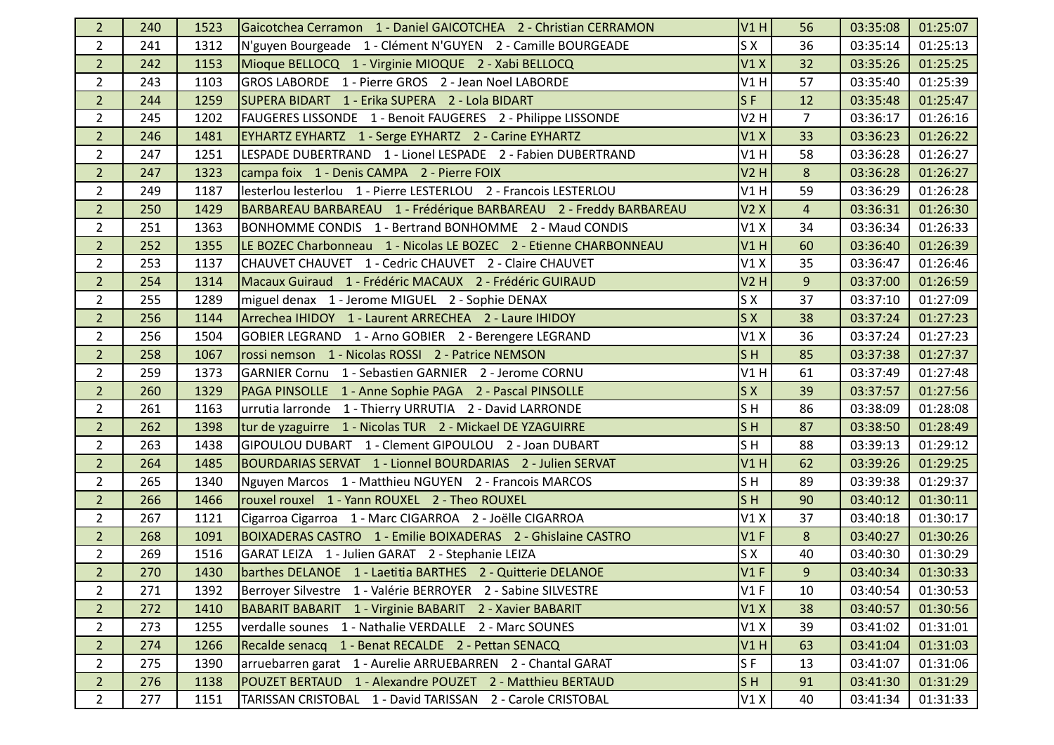| | | | | | | | |
|---|---|---|---|---|---|---|---|
| 2 | 240 | 1523 | Gaicotchea Cerramon 1 - Daniel GAICOTCHEA 2 - Christian CERRAMON | V1 H | 56 | 03:35:08 | 01:25:07 |
| 2 | 241 | 1312 | N'guyen Bourgeade 1 - Clément N'GUYEN 2 - Camille BOURGEADE | S X | 36 | 03:35:14 | 01:25:13 |
| 2 | 242 | 1153 | Mioque BELLOCQ 1 - Virginie MIOQUE 2 - Xabi BELLOCQ | V1 X | 32 | 03:35:26 | 01:25:25 |
| 2 | 243 | 1103 | GROS LABORDE 1 - Pierre GROS 2 - Jean Noel LABORDE | V1 H | 57 | 03:35:40 | 01:25:39 |
| 2 | 244 | 1259 | SUPERA BIDART 1 - Erika SUPERA 2 - Lola BIDART | S F | 12 | 03:35:48 | 01:25:47 |
| 2 | 245 | 1202 | FAUGERES LISSONDE 1 - Benoit FAUGERES 2 - Philippe LISSONDE | V2 H | 7 | 03:36:17 | 01:26:16 |
| 2 | 246 | 1481 | EYHARTZ EYHARTZ 1 - Serge EYHARTZ 2 - Carine EYHARTZ | V1 X | 33 | 03:36:23 | 01:26:22 |
| 2 | 247 | 1251 | LESPADE DUBERTRAND 1 - Lionel LESPADE 2 - Fabien DUBERTRAND | V1 H | 58 | 03:36:28 | 01:26:27 |
| 2 | 247 | 1323 | campa foix 1 - Denis CAMPA 2 - Pierre FOIX | V2 H | 8 | 03:36:28 | 01:26:27 |
| 2 | 249 | 1187 | lesterlou lesterlou 1 - Pierre LESTERLOU 2 - Francois LESTERLOU | V1 H | 59 | 03:36:29 | 01:26:28 |
| 2 | 250 | 1429 | BARBAREAU BARBAREAU 1 - Frédérique BARBAREAU 2 - Freddy BARBAREAU | V2 X | 4 | 03:36:31 | 01:26:30 |
| 2 | 251 | 1363 | BONHOMME CONDIS 1 - Bertrand BONHOMME 2 - Maud CONDIS | V1 X | 34 | 03:36:34 | 01:26:33 |
| 2 | 252 | 1355 | LE BOZEC Charbonneau 1 - Nicolas LE BOZEC 2 - Etienne CHARBONNEAU | V1 H | 60 | 03:36:40 | 01:26:39 |
| 2 | 253 | 1137 | CHAUVET CHAUVET 1 - Cedric CHAUVET 2 - Claire CHAUVET | V1 X | 35 | 03:36:47 | 01:26:46 |
| 2 | 254 | 1314 | Macaux Guiraud 1 - Frédéric MACAUX 2 - Frédéric GUIRAUD | V2 H | 9 | 03:37:00 | 01:26:59 |
| 2 | 255 | 1289 | miguel denax 1 - Jerome MIGUEL 2 - Sophie DENAX | S X | 37 | 03:37:10 | 01:27:09 |
| 2 | 256 | 1144 | Arrechea IHIDOY 1 - Laurent ARRECHEA 2 - Laure IHIDOY | S X | 38 | 03:37:24 | 01:27:23 |
| 2 | 256 | 1504 | GOBIER LEGRAND 1 - Arno GOBIER 2 - Berengere LEGRAND | V1 X | 36 | 03:37:24 | 01:27:23 |
| 2 | 258 | 1067 | rossi nemson 1 - Nicolas ROSSI 2 - Patrice NEMSON | S H | 85 | 03:37:38 | 01:27:37 |
| 2 | 259 | 1373 | GARNIER Cornu 1 - Sebastien GARNIER 2 - Jerome CORNU | V1 H | 61 | 03:37:49 | 01:27:48 |
| 2 | 260 | 1329 | PAGA PINSOLLE 1 - Anne Sophie PAGA 2 - Pascal PINSOLLE | S X | 39 | 03:37:57 | 01:27:56 |
| 2 | 261 | 1163 | urrutia larronde 1 - Thierry URRUTIA 2 - David LARRONDE | S H | 86 | 03:38:09 | 01:28:08 |
| 2 | 262 | 1398 | tur de yzaguirre 1 - Nicolas TUR 2 - Mickael DE YZAGUIRRE | S H | 87 | 03:38:50 | 01:28:49 |
| 2 | 263 | 1438 | GIPOULOU DUBART 1 - Clement GIPOULOU 2 - Joan DUBART | S H | 88 | 03:39:13 | 01:29:12 |
| 2 | 264 | 1485 | BOURDARIAS SERVAT 1 - Lionnel BOURDARIAS 2 - Julien SERVAT | V1 H | 62 | 03:39:26 | 01:29:25 |
| 2 | 265 | 1340 | Nguyen Marcos 1 - Matthieu NGUYEN 2 - Francois MARCOS | S H | 89 | 03:39:38 | 01:29:37 |
| 2 | 266 | 1466 | rouxel rouxel 1 - Yann ROUXEL 2 - Theo ROUXEL | S H | 90 | 03:40:12 | 01:30:11 |
| 2 | 267 | 1121 | Cigarroa Cigarroa 1 - Marc CIGARROA 2 - Joëlle CIGARROA | V1 X | 37 | 03:40:18 | 01:30:17 |
| 2 | 268 | 1091 | BOIXADERAS CASTRO 1 - Emilie BOIXADERAS 2 - Ghislaine CASTRO | V1 F | 8 | 03:40:27 | 01:30:26 |
| 2 | 269 | 1516 | GARAT LEIZA 1 - Julien GARAT 2 - Stephanie LEIZA | S X | 40 | 03:40:30 | 01:30:29 |
| 2 | 270 | 1430 | barthes DELANOE 1 - Laetitia BARTHES 2 - Quitterie DELANOE | V1 F | 9 | 03:40:34 | 01:30:33 |
| 2 | 271 | 1392 | Berroyer Silvestre 1 - Valérie BERROYER 2 - Sabine SILVESTRE | V1 F | 10 | 03:40:54 | 01:30:53 |
| 2 | 272 | 1410 | BABARIT BABARIT 1 - Virginie BABARIT 2 - Xavier BABARIT | V1 X | 38 | 03:40:57 | 01:30:56 |
| 2 | 273 | 1255 | verdalle sounes 1 - Nathalie VERDALLE 2 - Marc SOUNES | V1 X | 39 | 03:41:02 | 01:31:01 |
| 2 | 274 | 1266 | Recalde senacq 1 - Benat RECALDE 2 - Pettan SENACQ | V1 H | 63 | 03:41:04 | 01:31:03 |
| 2 | 275 | 1390 | arruebarren garat 1 - Aurelie ARRUEBARREN 2 - Chantal GARAT | S F | 13 | 03:41:07 | 01:31:06 |
| 2 | 276 | 1138 | POUZET BERTAUD 1 - Alexandre POUZET 2 - Matthieu BERTAUD | S H | 91 | 03:41:30 | 01:31:29 |
| 2 | 277 | 1151 | TARISSAN CRISTOBAL 1 - David TARISSAN 2 - Carole CRISTOBAL | V1 X | 40 | 03:41:34 | 01:31:33 |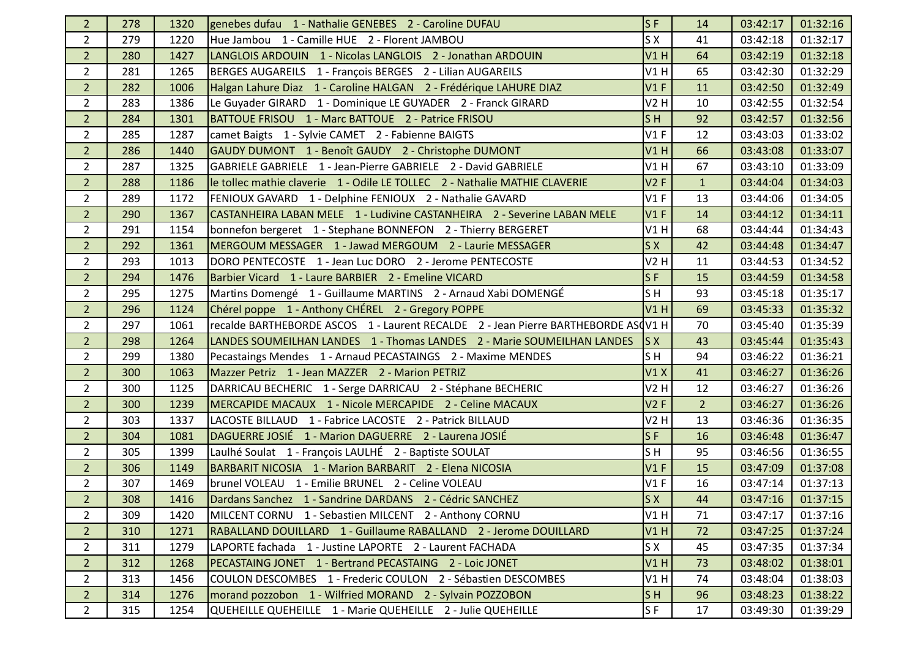| | | | | | | | |
|---|---|---|---|---|---|---|---|
| 2 | 278 | 1320 | genebes dufau 1 - Nathalie GENEBES 2 - Caroline DUFAU | S F | 14 | 03:42:17 | 01:32:16 |
| 2 | 279 | 1220 | Hue Jambou 1 - Camille HUE 2 - Florent JAMBOU | S X | 41 | 03:42:18 | 01:32:17 |
| 2 | 280 | 1427 | LANGLOIS ARDOUIN 1 - Nicolas LANGLOIS 2 - Jonathan ARDOUIN | V1 H | 64 | 03:42:19 | 01:32:18 |
| 2 | 281 | 1265 | BERGES AUGAREILS 1 - François BERGES 2 - Lilian AUGAREILS | V1 H | 65 | 03:42:30 | 01:32:29 |
| 2 | 282 | 1006 | Halgan Lahure Diaz 1 - Caroline HALGAN 2 - Frédérique LAHURE DIAZ | V1 F | 11 | 03:42:50 | 01:32:49 |
| 2 | 283 | 1386 | Le Guyader GIRARD 1 - Dominique LE GUYADER 2 - Franck GIRARD | V2 H | 10 | 03:42:55 | 01:32:54 |
| 2 | 284 | 1301 | BATTOUE FRISOU 1 - Marc BATTOUE 2 - Patrice FRISOU | S H | 92 | 03:42:57 | 01:32:56 |
| 2 | 285 | 1287 | camet Baigts 1 - Sylvie CAMET 2 - Fabienne BAIGTS | V1 F | 12 | 03:43:03 | 01:33:02 |
| 2 | 286 | 1440 | GAUDY DUMONT 1 - Benoît GAUDY 2 - Christophe DUMONT | V1 H | 66 | 03:43:08 | 01:33:07 |
| 2 | 287 | 1325 | GABRIELE GABRIELE 1 - Jean-Pierre GABRIELE 2 - David GABRIELE | V1 H | 67 | 03:43:10 | 01:33:09 |
| 2 | 288 | 1186 | le tollec mathie claverie 1 - Odile LE TOLLEC 2 - Nathalie MATHIE CLAVERIE | V2 F | 1 | 03:44:04 | 01:34:03 |
| 2 | 289 | 1172 | FENIOUX GAVARD 1 - Delphine FENIOUX 2 - Nathalie GAVARD | V1 F | 13 | 03:44:06 | 01:34:05 |
| 2 | 290 | 1367 | CASTANHEIRA LABAN MELE 1 - Ludivine CASTANHEIRA 2 - Severine LABAN MELE | V1 F | 14 | 03:44:12 | 01:34:11 |
| 2 | 291 | 1154 | bonnefon bergeret 1 - Stephane BONNEFON 2 - Thierry BERGERET | V1 H | 68 | 03:44:44 | 01:34:43 |
| 2 | 292 | 1361 | MERGOUM MESSAGER 1 - Jawad MERGOUM 2 - Laurie MESSAGER | S X | 42 | 03:44:48 | 01:34:47 |
| 2 | 293 | 1013 | DORO PENTECOSTE 1 - Jean Luc DORO 2 - Jerome PENTECOSTE | V2 H | 11 | 03:44:53 | 01:34:52 |
| 2 | 294 | 1476 | Barbier Vicard 1 - Laure BARBIER 2 - Emeline VICARD | S F | 15 | 03:44:59 | 01:34:58 |
| 2 | 295 | 1275 | Martins Domengé 1 - Guillaume MARTINS 2 - Arnaud Xabi DOMENGÉ | S H | 93 | 03:45:18 | 01:35:17 |
| 2 | 296 | 1124 | Chérel poppe 1 - Anthony CHÉREL 2 - Gregory POPPE | V1 H | 69 | 03:45:33 | 01:35:32 |
| 2 | 297 | 1061 | recalde BARTHEBORDE ASCOS 1 - Laurent RECALDE 2 - Jean Pierre BARTHEBORDE AS( | V1 H | 70 | 03:45:40 | 01:35:39 |
| 2 | 298 | 1264 | LANDES SOUMEILHAN LANDES 1 - Thomas LANDES 2 - Marie SOUMEILHAN LANDES | S X | 43 | 03:45:44 | 01:35:43 |
| 2 | 299 | 1380 | Pecastaings Mendes 1 - Arnaud PECASTAINGS 2 - Maxime MENDES | S H | 94 | 03:46:22 | 01:36:21 |
| 2 | 300 | 1063 | Mazzer Petriz 1 - Jean MAZZER 2 - Marion PETRIZ | V1 X | 41 | 03:46:27 | 01:36:26 |
| 2 | 300 | 1125 | DARRICAU BECHERIC 1 - Serge DARRICAU 2 - Stéphane BECHERIC | V2 H | 12 | 03:46:27 | 01:36:26 |
| 2 | 300 | 1239 | MERCAPIDE MACAUX 1 - Nicole MERCAPIDE 2 - Celine MACAUX | V2 F | 2 | 03:46:27 | 01:36:26 |
| 2 | 303 | 1337 | LACOSTE BILLAUD 1 - Fabrice LACOSTE 2 - Patrick BILLAUD | V2 H | 13 | 03:46:36 | 01:36:35 |
| 2 | 304 | 1081 | DAGUERRE JOSIÉ 1 - Marion DAGUERRE 2 - Laurena JOSIÉ | S F | 16 | 03:46:48 | 01:36:47 |
| 2 | 305 | 1399 | Laulhé Soulat 1 - François LAULHÉ 2 - Baptiste SOULAT | S H | 95 | 03:46:56 | 01:36:55 |
| 2 | 306 | 1149 | BARBARIT NICOSIA 1 - Marion BARBARIT 2 - Elena NICOSIA | V1 F | 15 | 03:47:09 | 01:37:08 |
| 2 | 307 | 1469 | brunel VOLEAU 1 - Emilie BRUNEL 2 - Celine VOLEAU | V1 F | 16 | 03:47:14 | 01:37:13 |
| 2 | 308 | 1416 | Dardans Sanchez 1 - Sandrine DARDANS 2 - Cédric SANCHEZ | S X | 44 | 03:47:16 | 01:37:15 |
| 2 | 309 | 1420 | MILCENT CORNU 1 - Sebastien MILCENT 2 - Anthony CORNU | V1 H | 71 | 03:47:17 | 01:37:16 |
| 2 | 310 | 1271 | RABALLAND DOUILLARD 1 - Guillaume RABALLAND 2 - Jerome DOUILLARD | V1 H | 72 | 03:47:25 | 01:37:24 |
| 2 | 311 | 1279 | LAPORTE fachada 1 - Justine LAPORTE 2 - Laurent FACHADA | S X | 45 | 03:47:35 | 01:37:34 |
| 2 | 312 | 1268 | PECASTAING JONET 1 - Bertrand PECASTAING 2 - Loic JONET | V1 H | 73 | 03:48:02 | 01:38:01 |
| 2 | 313 | 1456 | COULON DESCOMBES 1 - Frederic COULON 2 - Sébastien DESCOMBES | V1 H | 74 | 03:48:04 | 01:38:03 |
| 2 | 314 | 1276 | morand pozzobon 1 - Wilfried MORAND 2 - Sylvain POZZOBON | S H | 96 | 03:48:23 | 01:38:22 |
| 2 | 315 | 1254 | QUEHEILLE QUEHEILLE 1 - Marie QUEHEILLE 2 - Julie QUEHEILLE | S F | 17 | 03:49:30 | 01:39:29 |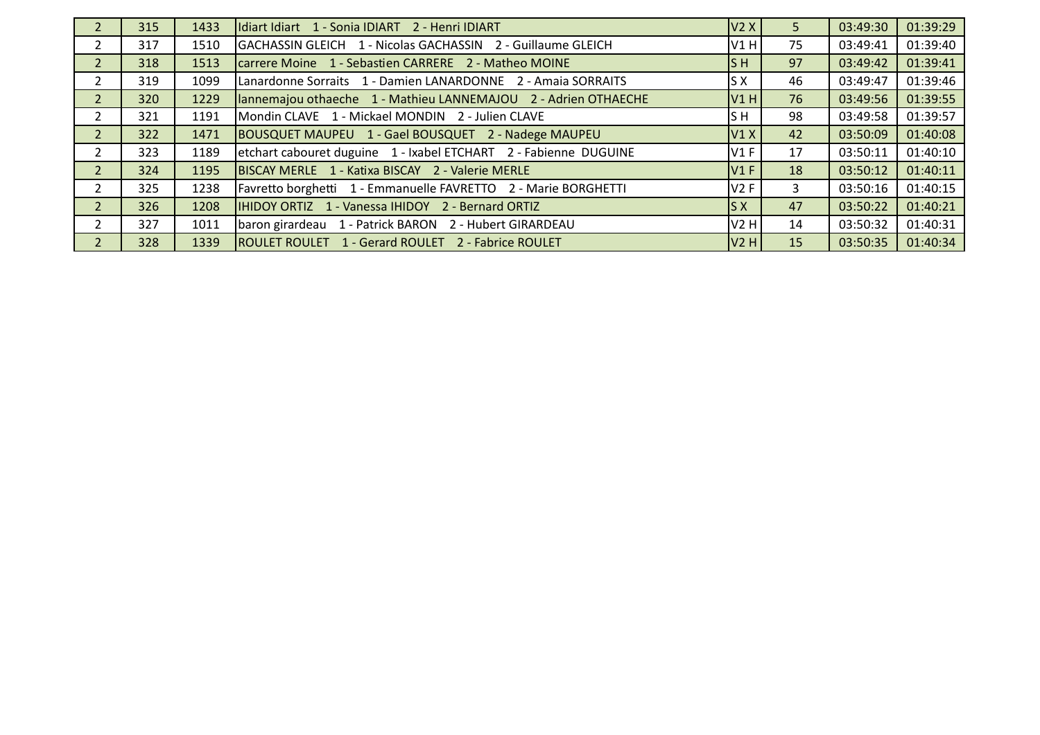| | | | | | | | |
|---|---|---|---|---|---|---|---|
| 2 | 315 | 1433 | Idiart Idiart   1 - Sonia IDIART   2 - Henri IDIART | V2 X | 5 | 03:49:30 | 01:39:29 |
| 2 | 317 | 1510 | GACHASSIN GLEICH   1 - Nicolas GACHASSIN   2 - Guillaume GLEICH | V1 H | 75 | 03:49:41 | 01:39:40 |
| 2 | 318 | 1513 | carrere Moine   1 - Sebastien CARRERE   2 - Matheo MOINE | S H | 97 | 03:49:42 | 01:39:41 |
| 2 | 319 | 1099 | Lanardonne Sorraits   1 - Damien LANARDONNE   2 - Amaia SORRAITS | S X | 46 | 03:49:47 | 01:39:46 |
| 2 | 320 | 1229 | lannemajou othaeche   1 - Mathieu LANNEMAJOU   2 - Adrien OTHAECHE | V1 H | 76 | 03:49:56 | 01:39:55 |
| 2 | 321 | 1191 | Mondin CLAVE   1 - Mickael MONDIN   2 - Julien CLAVE | S H | 98 | 03:49:58 | 01:39:57 |
| 2 | 322 | 1471 | BOUSQUET MAUPEU   1 - Gael BOUSQUET   2 - Nadege MAUPEU | V1 X | 42 | 03:50:09 | 01:40:08 |
| 2 | 323 | 1189 | etchart cabouret duguine   1 - Ixabel ETCHART   2 - Fabienne DUGUINE | V1 F | 17 | 03:50:11 | 01:40:10 |
| 2 | 324 | 1195 | BISCAY MERLE   1 - Katixa BISCAY   2 - Valerie MERLE | V1 F | 18 | 03:50:12 | 01:40:11 |
| 2 | 325 | 1238 | Favretto borghetti   1 - Emmanuelle FAVRETTO   2 - Marie BORGHETTI | V2 F | 3 | 03:50:16 | 01:40:15 |
| 2 | 326 | 1208 | IHIDOY ORTIZ   1 - Vanessa IHIDOY   2 - Bernard ORTIZ | S X | 47 | 03:50:22 | 01:40:21 |
| 2 | 327 | 1011 | baron girardeau   1 - Patrick BARON   2 - Hubert GIRARDEAU | V2 H | 14 | 03:50:32 | 01:40:31 |
| 2 | 328 | 1339 | ROULET ROULET   1 - Gerard ROULET   2 - Fabrice ROULET | V2 H | 15 | 03:50:35 | 01:40:34 |